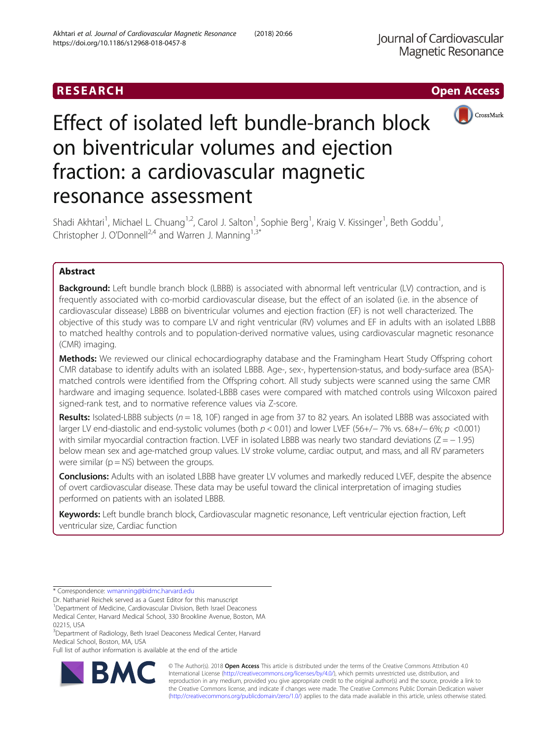RESEARCH

Open Access

# Effect of isolated left bundle-branch block on biventricular volumes and ejection fraction: a cardiovascular magnetic resonance assessment

Shadi Akhtari[1], Michael L. Chuang[1,2], Carol J. Salton[1], Sophie Berg[1], Kraig V. Kissinger[1], Beth Goddu[1], Christopher J. O'Donnell[2,4] and Warren J. Manning[1,3*]

## Abstract

**Background:** Left bundle branch block (LBBB) is associated with abnormal left ventricular (LV) contraction, and is frequently associated with co-morbid cardiovascular disease, but the effect of an isolated (i.e. in the absence of cardiovascular dissease) LBBB on biventricular volumes and ejection fraction (EF) is not well characterized. The objective of this study was to compare LV and right ventricular (RV) volumes and EF in adults with an isolated LBBB to matched healthy controls and to population-derived normative values, using cardiovascular magnetic resonance (CMR) imaging.

**Methods:** We reviewed our clinical echocardiography database and the Framingham Heart Study Offspring cohort CMR database to identify adults with an isolated LBBB. Age-, sex-, hypertension-status, and body-surface area (BSA)-matched controls were identified from the Offspring cohort. All study subjects were scanned using the same CMR hardware and imaging sequence. Isolated-LBBB cases were compared with matched controls using Wilcoxon paired signed-rank test, and to normative reference values via Z-score.

**Results:** Isolated-LBBB subjects ($n = 18$, 10F) ranged in age from 37 to 82 years. An isolated LBBB was associated with larger LV end-diastolic and end-systolic volumes (both $p < 0.01$) and lower LVEF (56+/− 7% vs. 68+/− 6%; $p < 0.001$) with similar myocardial contraction fraction. LVEF in isolated LBBB was nearly two standard deviations ($Z = -1.95$) below mean sex and age-matched group values. LV stroke volume, cardiac output, and mass, and all RV parameters were similar ($p = \text{NS}$) between the groups.

**Conclusions:** Adults with an isolated LBBB have greater LV volumes and markedly reduced LVEF, despite the absence of overt cardiovascular disease. These data may be useful toward the clinical interpretation of imaging studies performed on patients with an isolated LBBB.

**Keywords:** Left bundle branch block, Cardiovascular magnetic resonance, Left ventricular ejection fraction, Left ventricular size, Cardiac function

---

\* Correspondence: wmanning@bidmc.harvard.edu

Dr. Nathaniel Reichek served as a Guest Editor for this manuscript

[1]Department of Medicine, Cardiovascular Division, Beth Israel Deaconess Medical Center, Harvard Medical School, 330 Brookline Avenue, Boston, MA 02215, USA

[3]Department of Radiology, Beth Israel Deaconess Medical Center, Harvard Medical School, Boston, MA, USA

Full list of author information is available at the end of the article

© The Author(s). 2018 **Open Access** This article is distributed under the terms of the Creative Commons Attribution 4.0 International License (http://creativecommons.org/licenses/by/4.0/), which permits unrestricted use, distribution, and reproduction in any medium, provided you give appropriate credit to the original author(s) and the source, provide a link to the Creative Commons license, and indicate if changes were made. The Creative Commons Public Domain Dedication waiver (http://creativecommons.org/publicdomain/zero/1.0/) applies to the data made available in this article, unless otherwise stated.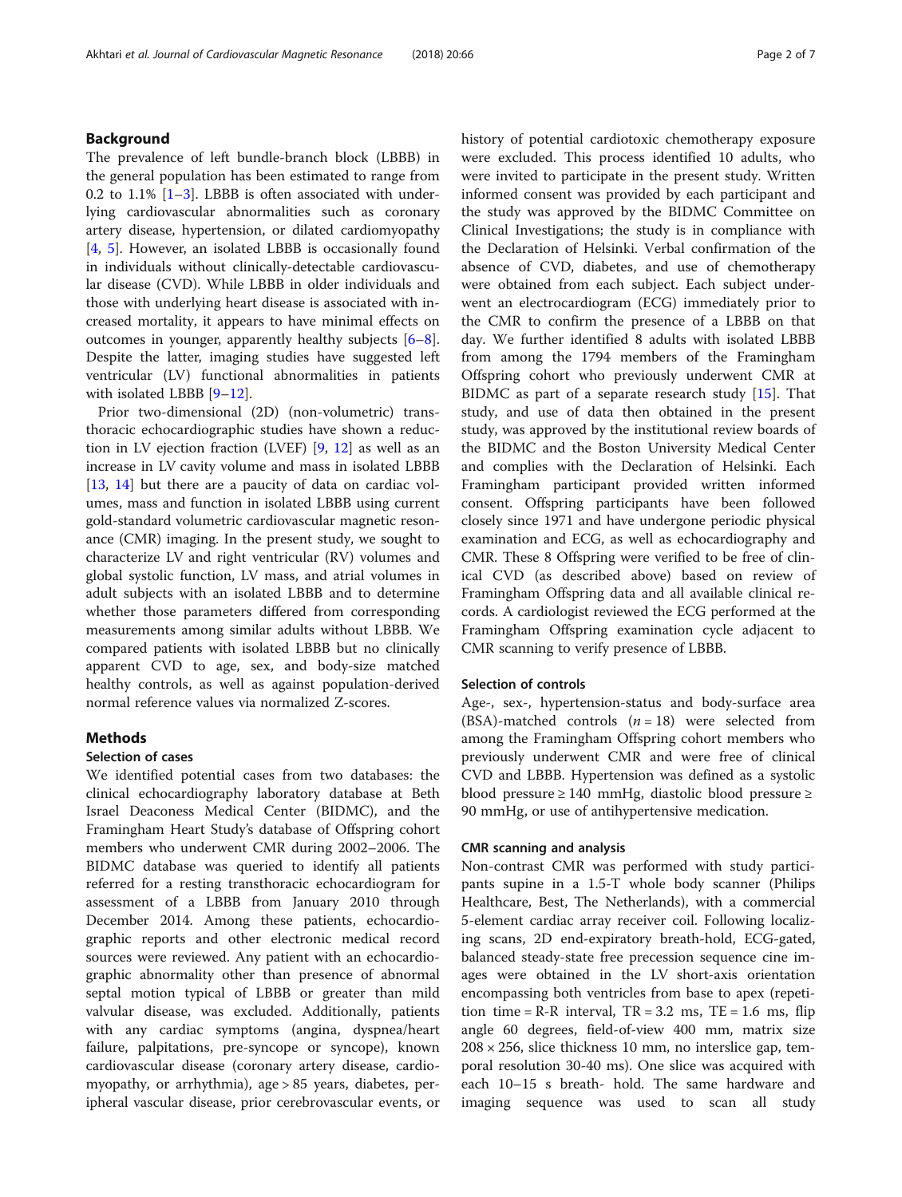## Background

The prevalence of left bundle-branch block (LBBB) in the general population has been estimated to range from 0.2 to 1.1% [1–3]. LBBB is often associated with underlying cardiovascular abnormalities such as coronary artery disease, hypertension, or dilated cardiomyopathy [4, 5]. However, an isolated LBBB is occasionally found in individuals without clinically-detectable cardiovascular disease (CVD). While LBBB in older individuals and those with underlying heart disease is associated with increased mortality, it appears to have minimal effects on outcomes in younger, apparently healthy subjects [6–8]. Despite the latter, imaging studies have suggested left ventricular (LV) functional abnormalities in patients with isolated LBBB [9–12].

Prior two-dimensional (2D) (non-volumetric) transthoracic echocardiographic studies have shown a reduction in LV ejection fraction (LVEF) [9, 12] as well as an increase in LV cavity volume and mass in isolated LBBB [13, 14] but there are a paucity of data on cardiac volumes, mass and function in isolated LBBB using current gold-standard volumetric cardiovascular magnetic resonance (CMR) imaging. In the present study, we sought to characterize LV and right ventricular (RV) volumes and global systolic function, LV mass, and atrial volumes in adult subjects with an isolated LBBB and to determine whether those parameters differed from corresponding measurements among similar adults without LBBB. We compared patients with isolated LBBB but no clinically apparent CVD to age, sex, and body-size matched healthy controls, as well as against population-derived normal reference values via normalized Z-scores.

## Methods

### Selection of cases

We identified potential cases from two databases: the clinical echocardiography laboratory database at Beth Israel Deaconess Medical Center (BIDMC), and the Framingham Heart Study's database of Offspring cohort members who underwent CMR during 2002–2006. The BIDMC database was queried to identify all patients referred for a resting transthoracic echocardiogram for assessment of a LBBB from January 2010 through December 2014. Among these patients, echocardiographic reports and other electronic medical record sources were reviewed. Any patient with an echocardiographic abnormality other than presence of abnormal septal motion typical of LBBB or greater than mild valvular disease, was excluded. Additionally, patients with any cardiac symptoms (angina, dyspnea/heart failure, palpitations, pre-syncope or syncope), known cardiovascular disease (coronary artery disease, cardiomyopathy, or arrhythmia), age > 85 years, diabetes, peripheral vascular disease, prior cerebrovascular events, or history of potential cardiotoxic chemotherapy exposure were excluded. This process identified 10 adults, who were invited to participate in the present study. Written informed consent was provided by each participant and the study was approved by the BIDMC Committee on Clinical Investigations; the study is in compliance with the Declaration of Helsinki. Verbal confirmation of the absence of CVD, diabetes, and use of chemotherapy were obtained from each subject. Each subject underwent an electrocardiogram (ECG) immediately prior to the CMR to confirm the presence of a LBBB on that day. We further identified 8 adults with isolated LBBB from among the 1794 members of the Framingham Offspring cohort who previously underwent CMR at BIDMC as part of a separate research study [15]. That study, and use of data then obtained in the present study, was approved by the institutional review boards of the BIDMC and the Boston University Medical Center and complies with the Declaration of Helsinki. Each Framingham participant provided written informed consent. Offspring participants have been followed closely since 1971 and have undergone periodic physical examination and ECG, as well as echocardiography and CMR. These 8 Offspring were verified to be free of clinical CVD (as described above) based on review of Framingham Offspring data and all available clinical records. A cardiologist reviewed the ECG performed at the Framingham Offspring examination cycle adjacent to CMR scanning to verify presence of LBBB.

### Selection of controls

Age-, sex-, hypertension-status and body-surface area (BSA)-matched controls ($n = 18$) were selected from among the Framingham Offspring cohort members who previously underwent CMR and were free of clinical CVD and LBBB. Hypertension was defined as a systolic blood pressure ≥ 140 mmHg, diastolic blood pressure ≥ 90 mmHg, or use of antihypertensive medication.

### CMR scanning and analysis

Non-contrast CMR was performed with study participants supine in a 1.5-T whole body scanner (Philips Healthcare, Best, The Netherlands), with a commercial 5-element cardiac array receiver coil. Following localizing scans, 2D end-expiratory breath-hold, ECG-gated, balanced steady-state free precession sequence cine images were obtained in the LV short-axis orientation encompassing both ventricles from base to apex (repetition time = R-R interval, TR = 3.2 ms, TE = 1.6 ms, flip angle 60 degrees, field-of-view 400 mm, matrix size 208 × 256, slice thickness 10 mm, no interslice gap, temporal resolution 30-40 ms). One slice was acquired with each 10–15 s breath- hold. The same hardware and imaging sequence was used to scan all study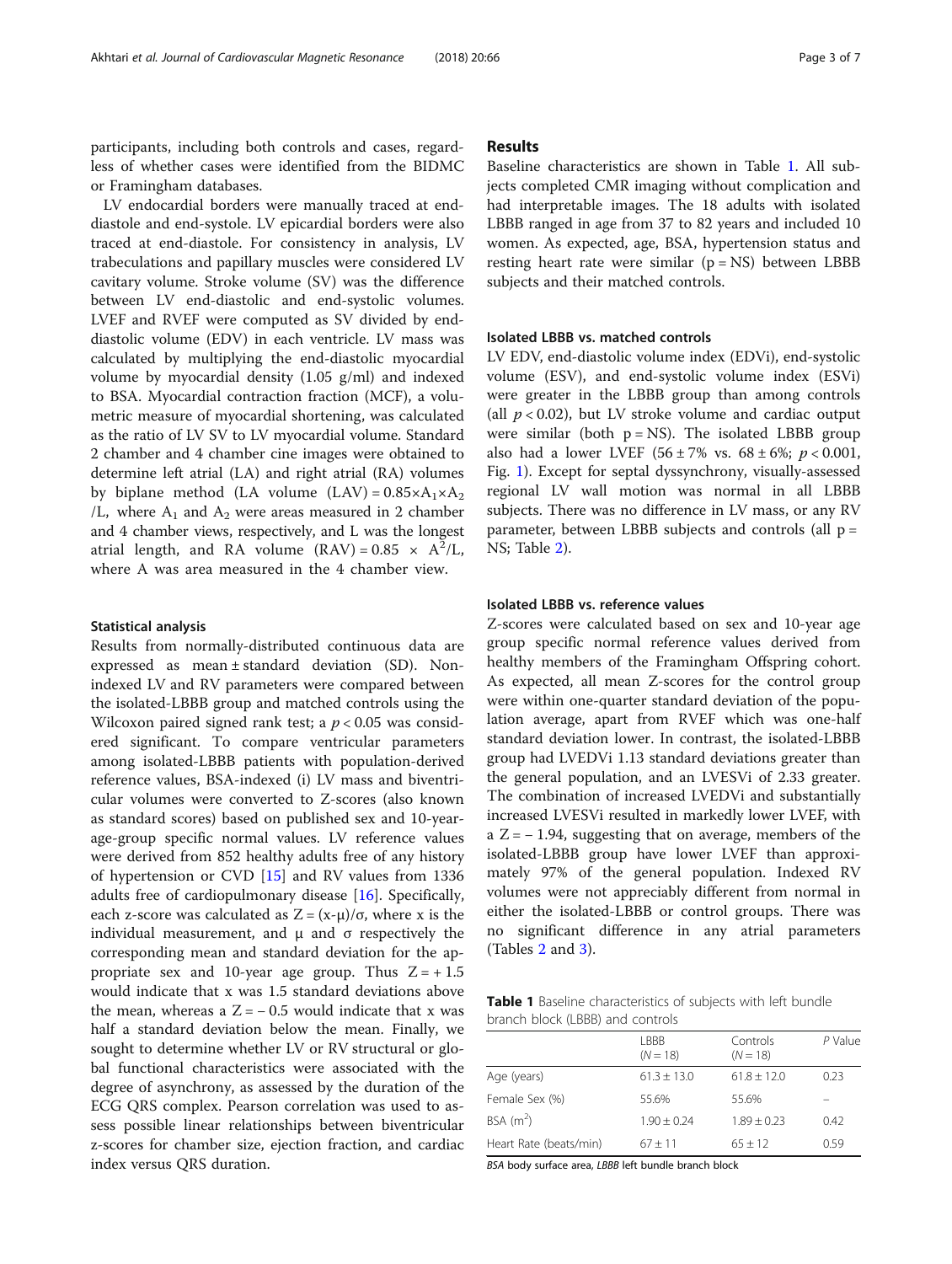participants, including both controls and cases, regardless of whether cases were identified from the BIDMC or Framingham databases.

LV endocardial borders were manually traced at end-diastole and end-systole. LV epicardial borders were also traced at end-diastole. For consistency in analysis, LV trabeculations and papillary muscles were considered LV cavitary volume. Stroke volume (SV) was the difference between LV end-diastolic and end-systolic volumes. LVEF and RVEF were computed as SV divided by end-diastolic volume (EDV) in each ventricle. LV mass was calculated by multiplying the end-diastolic myocardial volume by myocardial density (1.05 g/ml) and indexed to BSA. Myocardial contraction fraction (MCF), a volumetric measure of myocardial shortening, was calculated as the ratio of LV SV to LV myocardial volume. Standard 2 chamber and 4 chamber cine images were obtained to determine left atrial (LA) and right atrial (RA) volumes by biplane method (LA volume (LAV) = $0.85 \times A_1 \times A_2 / L$, where $A_1$ and $A_2$ were areas measured in 2 chamber and 4 chamber views, respectively, and L was the longest atrial length, and RA volume (RAV) = $0.85 \times A^2/L$, where A was area measured in the 4 chamber view.

### Statistical analysis

Results from normally-distributed continuous data are expressed as mean ± standard deviation (SD). Non-indexed LV and RV parameters were compared between the isolated-LBBB group and matched controls using the Wilcoxon paired signed rank test; a $p < 0.05$ was considered significant. To compare ventricular parameters among isolated-LBBB patients with population-derived reference values, BSA-indexed (i) LV mass and biventricular volumes were converted to Z-scores (also known as standard scores) based on published sex and 10-year-age-group specific normal values. LV reference values were derived from 852 healthy adults free of any history of hypertension or CVD [15] and RV values from 1336 adults free of cardiopulmonary disease [16]. Specifically, each z-score was calculated as $Z = (x-\mu)/\sigma$, where x is the individual measurement, and $\mu$ and $\sigma$ respectively the corresponding mean and standard deviation for the appropriate sex and 10-year age group. Thus $Z = +1.5$ would indicate that x was 1.5 standard deviations above the mean, whereas a $Z = -0.5$ would indicate that x was half a standard deviation below the mean. Finally, we sought to determine whether LV or RV structural or global functional characteristics were associated with the degree of asynchrony, as assessed by the duration of the ECG QRS complex. Pearson correlation was used to assess possible linear relationships between biventricular z-scores for chamber size, ejection fraction, and cardiac index versus QRS duration.

## Results

Baseline characteristics are shown in Table 1. All subjects completed CMR imaging without complication and had interpretable images. The 18 adults with isolated LBBB ranged in age from 37 to 82 years and included 10 women. As expected, age, BSA, hypertension status and resting heart rate were similar (p = NS) between LBBB subjects and their matched controls.

### Isolated LBBB vs. matched controls

LV EDV, end-diastolic volume index (EDVi), end-systolic volume (ESV), and end-systolic volume index (ESVi) were greater in the LBBB group than among controls (all $p < 0.02$), but LV stroke volume and cardiac output were similar (both p = NS). The isolated LBBB group also had a lower LVEF (56 ± 7% vs. 68 ± 6%; $p < 0.001$, Fig. 1). Except for septal dyssynchrony, visually-assessed regional LV wall motion was normal in all LBBB subjects. There was no difference in LV mass, or any RV parameter, between LBBB subjects and controls (all p = NS; Table 2).

### Isolated LBBB vs. reference values

Z-scores were calculated based on sex and 10-year age group specific normal reference values derived from healthy members of the Framingham Offspring cohort. As expected, all mean Z-scores for the control group were within one-quarter standard deviation of the population average, apart from RVEF which was one-half standard deviation lower. In contrast, the isolated-LBBB group had LVEDVi 1.13 standard deviations greater than the general population, and an LVESVi of 2.33 greater. The combination of increased LVEDVi and substantially increased LVESVi resulted in markedly lower LVEF, with a $Z = -1.94$, suggesting that on average, members of the isolated-LBBB group have lower LVEF than approximately 97% of the general population. Indexed RV volumes were not appreciably different from normal in either the isolated-LBBB or control groups. There was no significant difference in any atrial parameters (Tables 2 and 3).

**Table 1** Baseline characteristics of subjects with left bundle branch block (LBBB) and controls

| | LBBB ($N = 18$) | Controls ($N = 18$) | $P$ Value |
|---|---|---|---|
| Age (years) | 61.3 ± 13.0 | 61.8 ± 12.0 | 0.23 |
| Female Sex (%) | 55.6% | 55.6% | – |
| BSA ($m^2$) | 1.90 ± 0.24 | 1.89 ± 0.23 | 0.42 |
| Heart Rate (beats/min) | 67 ± 11 | 65 ± 12 | 0.59 |

*BSA* body surface area, *LBBB* left bundle branch block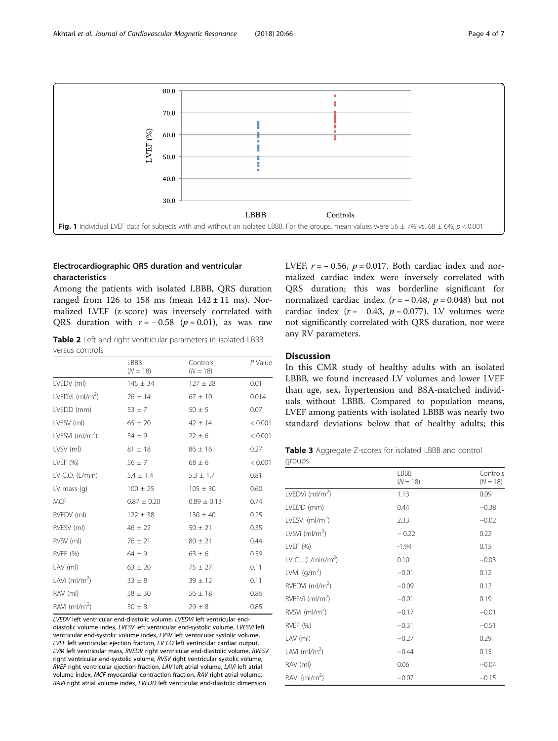**Fig. 1** Individual LVEF data for subjects with and without an isolated LBBB. For the groups, mean values were 56 ± 7% vs. 68 ± 6%, $p < 0.001$

### Electrocardiographic QRS duration and ventricular characteristics

Among the patients with isolated LBBB, QRS duration ranged from 126 to 158 ms (mean 142 ± 11 ms). Normalized LVEF (z-score) was inversely correlated with QRS duration with $r = -0.58$ ($p = 0.01$), as was raw LVEF, $r = -0.56$, $p = 0.017$. Both cardiac index and normalized cardiac index were inversely correlated with QRS duration; this was borderline significant for normalized cardiac index ($r = -0.48$, $p = 0.048$) but not cardiac index ($r = -0.43$, $p = 0.077$). LV volumes were not significantly correlated with QRS duration, nor were any RV parameters.

**Table 2** Left and right ventricular parameters in isolated LBBB versus controls

| | LBBB ($N = 18$) | Controls ($N = 18$) | *P* Value |
|---|---|---|---|
| LVEDV (ml) | 145 ± 34 | 127 ± 28 | 0.01 |
| LVEDVi (ml/m$^2$) | 76 ± 14 | 67 ± 10 | 0.014 |
| LVEDD (mm) | 53 ± 7 | 50 ± 5 | 0.07 |
| LVESV (ml) | 65 ± 20 | 42 ± 14 | < 0.001 |
| LVESVi (ml/m$^2$) | 34 ± 9 | 22 ± 6 | < 0.001 |
| LVSV (ml) | 81 ± 18 | 86 ± 16 | 0.27 |
| LVEF (%) | 56 ± 7 | 68 ± 6 | < 0.001 |
| LV C.O. (L/min) | 5.4 ± 1.4 | 5.3 ± 1.7 | 0.81 |
| LV mass (g) | 100 ± 25 | 105 ± 30 | 0.60 |
| MCF | 0.87 ± 0.20 | 0.89 ± 0.13 | 0.74 |
| RVEDV (ml) | 122 ± 38 | 130 ± 40 | 0.25 |
| RVESV (ml) | 46 ± 22 | 50 ± 21 | 0.35 |
| RVSV (ml) | 76 ± 21 | 80 ± 21 | 0.44 |
| RVEF (%) | 64 ± 9 | 63 ± 6 | 0.59 |
| LAV (ml) | 63 ± 20 | 75 ± 27 | 0.11 |
| LAVi (ml/m$^2$) | 33 ± 8 | 39 ± 12 | 0.11 |
| RAV (ml) | 58 ± 30 | 56 ± 18 | 0.86 |
| RAVi (ml/m$^2$) | 30 ± 8 | 29 ± 8 | 0.85 |

*LVEDV* left ventricular end-diastolic volume, *LVEDVi* left ventricular end-diastolic volume index, *LVESV* left ventricular end-systolic volume, *LVESVi* left ventricular end-systolic volume index, *LVSV* left ventricular systolic volume, *LVEF* left ventricular ejection fraction, *LV CO* left ventricular cardiac output, *LVM* left ventricular mass, *RVEDV* right ventricular end-diastolic volume, *RVESV* right ventricular end-systolic volume, *RVSV* right ventricular systolic volume, *RVEF* right ventricular ejection fraction, *LAV* left atrial volume, *LAVi* left atrial volume index, *MCF* myocardial contraction fraction, *RAV* right atrial volume, *RAVi* right atrial volume index, *LVEDD* left ventricular end-diastolic dimension

## Discussion

In this CMR study of healthy adults with an isolated LBBB, we found increased LV volumes and lower LVEF than age, sex, hypertension and BSA-matched individuals without LBBB. Compared to population means, LVEF among patients with isolated LBBB was nearly two standard deviations below that of healthy adults; this

**Table 3** Aggregate Z-scores for isolated LBBB and control groups

| | LBBB ($N = 18$) | Controls ($N = 18$) |
|---|---|---|
| LVEDVi (ml/m$^2$) | 1.13 | 0.09 |
| LVEDD (mm) | 0.44 | −0.38 |
| LVESVi (ml/m$^2$) | 2.33 | −0.02 |
| LVSVi (ml/m$^2$) | − 0.22 | 0.22 |
| LVEF (%) | -1.94 | 0.15 |
| LV C.I. (L/min/m$^2$) | 0.10 | −0.03 |
| LVMi (g/m$^2$) | −0.01 | 0.12 |
| RVEDVi (ml/m$^2$) | −0.09 | 0.12 |
| RVESVi (ml/m$^2$) | −0.01 | 0.19 |
| RVSVi (ml/m$^2$) | −0.17 | −0.01 |
| RVEF (%) | −0.31 | −0.51 |
| LAV (ml) | −0.27 | 0.29 |
| LAVi (ml/m$^2$) | −0.44 | 0.15 |
| RAV (ml) | 0.06 | −0.04 |
| RAVi (ml/m$^2$) | −0.07 | −0.15 |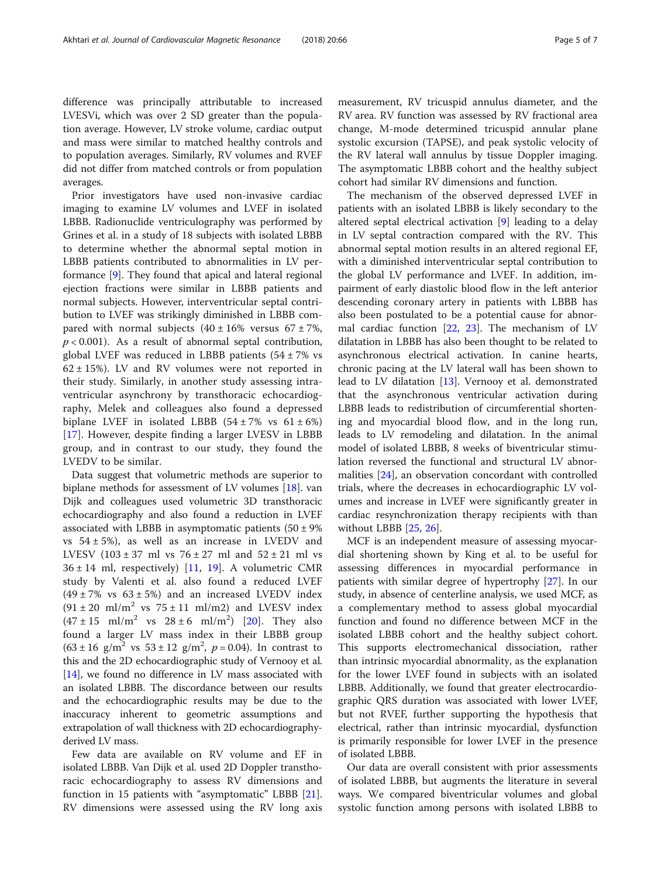difference was principally attributable to increased LVESVi, which was over 2 SD greater than the population average. However, LV stroke volume, cardiac output and mass were similar to matched healthy controls and to population averages. Similarly, RV volumes and RVEF did not differ from matched controls or from population averages.

Prior investigators have used non-invasive cardiac imaging to examine LV volumes and LVEF in isolated LBBB. Radionuclide ventriculography was performed by Grines et al. in a study of 18 subjects with isolated LBBB to determine whether the abnormal septal motion in LBBB patients contributed to abnormalities in LV performance [9]. They found that apical and lateral regional ejection fractions were similar in LBBB patients and normal subjects. However, interventricular septal contribution to LVEF was strikingly diminished in LBBB compared with normal subjects (40 ± 16% versus 67 ± 7%, $p < 0.001$). As a result of abnormal septal contribution, global LVEF was reduced in LBBB patients (54 ± 7% vs 62 ± 15%). LV and RV volumes were not reported in their study. Similarly, in another study assessing intraventricular asynchrony by transthoracic echocardiography, Melek and colleagues also found a depressed biplane LVEF in isolated LBBB (54 ± 7% vs 61 ± 6%) [17]. However, despite finding a larger LVESV in LBBB group, and in contrast to our study, they found the LVEDV to be similar.

Data suggest that volumetric methods are superior to biplane methods for assessment of LV volumes [18]. van Dijk and colleagues used volumetric 3D transthoracic echocardiography and also found a reduction in LVEF associated with LBBB in asymptomatic patients (50 ± 9% vs 54 ± 5%), as well as an increase in LVEDV and LVESV (103 ± 37 ml vs 76 ± 27 ml and 52 ± 21 ml vs 36 ± 14 ml, respectively) [11, 19]. A volumetric CMR study by Valenti et al. also found a reduced LVEF (49 ± 7% vs 63 ± 5%) and an increased LVEDV index (91 ± 20 $ml/m^2$ vs 75 ± 11 ml/m2) and LVESV index (47 ± 15 $ml/m^2$ vs 28 ± 6 $ml/m^2$) [20]. They also found a larger LV mass index in their LBBB group (63 ± 16 $g/m^2$ vs 53 ± 12 $g/m^2$, $p = 0.04$). In contrast to this and the 2D echocardiographic study of Vernooy et al. [14], we found no difference in LV mass associated with an isolated LBBB. The discordance between our results and the echocardiographic results may be due to the inaccuracy inherent to geometric assumptions and extrapolation of wall thickness with 2D echocardiography-derived LV mass.

Few data are available on RV volume and EF in isolated LBBB. Van Dijk et al. used 2D Doppler transthoracic echocardiography to assess RV dimensions and function in 15 patients with "asymptomatic" LBBB [21]. RV dimensions were assessed using the RV long axis measurement, RV tricuspid annulus diameter, and the RV area. RV function was assessed by RV fractional area change, M-mode determined tricuspid annular plane systolic excursion (TAPSE), and peak systolic velocity of the RV lateral wall annulus by tissue Doppler imaging. The asymptomatic LBBB cohort and the healthy subject cohort had similar RV dimensions and function.

The mechanism of the observed depressed LVEF in patients with an isolated LBBB is likely secondary to the altered septal electrical activation [9] leading to a delay in LV septal contraction compared with the RV. This abnormal septal motion results in an altered regional EF, with a diminished interventricular septal contribution to the global LV performance and LVEF. In addition, impairment of early diastolic blood flow in the left anterior descending coronary artery in patients with LBBB has also been postulated to be a potential cause for abnormal cardiac function [22, 23]. The mechanism of LV dilatation in LBBB has also been thought to be related to asynchronous electrical activation. In canine hearts, chronic pacing at the LV lateral wall has been shown to lead to LV dilatation [13]. Vernooy et al. demonstrated that the asynchronous ventricular activation during LBBB leads to redistribution of circumferential shortening and myocardial blood flow, and in the long run, leads to LV remodeling and dilatation. In the animal model of isolated LBBB, 8 weeks of biventricular stimulation reversed the functional and structural LV abnormalities [24], an observation concordant with controlled trials, where the decreases in echocardiographic LV volumes and increase in LVEF were significantly greater in cardiac resynchronization therapy recipients with than without LBBB [25, 26].

MCF is an independent measure of assessing myocardial shortening shown by King et al. to be useful for assessing differences in myocardial performance in patients with similar degree of hypertrophy [27]. In our study, in absence of centerline analysis, we used MCF, as a complementary method to assess global myocardial function and found no difference between MCF in the isolated LBBB cohort and the healthy subject cohort. This supports electromechanical dissociation, rather than intrinsic myocardial abnormality, as the explanation for the lower LVEF found in subjects with an isolated LBBB. Additionally, we found that greater electrocardiographic QRS duration was associated with lower LVEF, but not RVEF, further supporting the hypothesis that electrical, rather than intrinsic myocardial, dysfunction is primarily responsible for lower LVEF in the presence of isolated LBBB.

Our data are overall consistent with prior assessments of isolated LBBB, but augments the literature in several ways. We compared biventricular volumes and global systolic function among persons with isolated LBBB to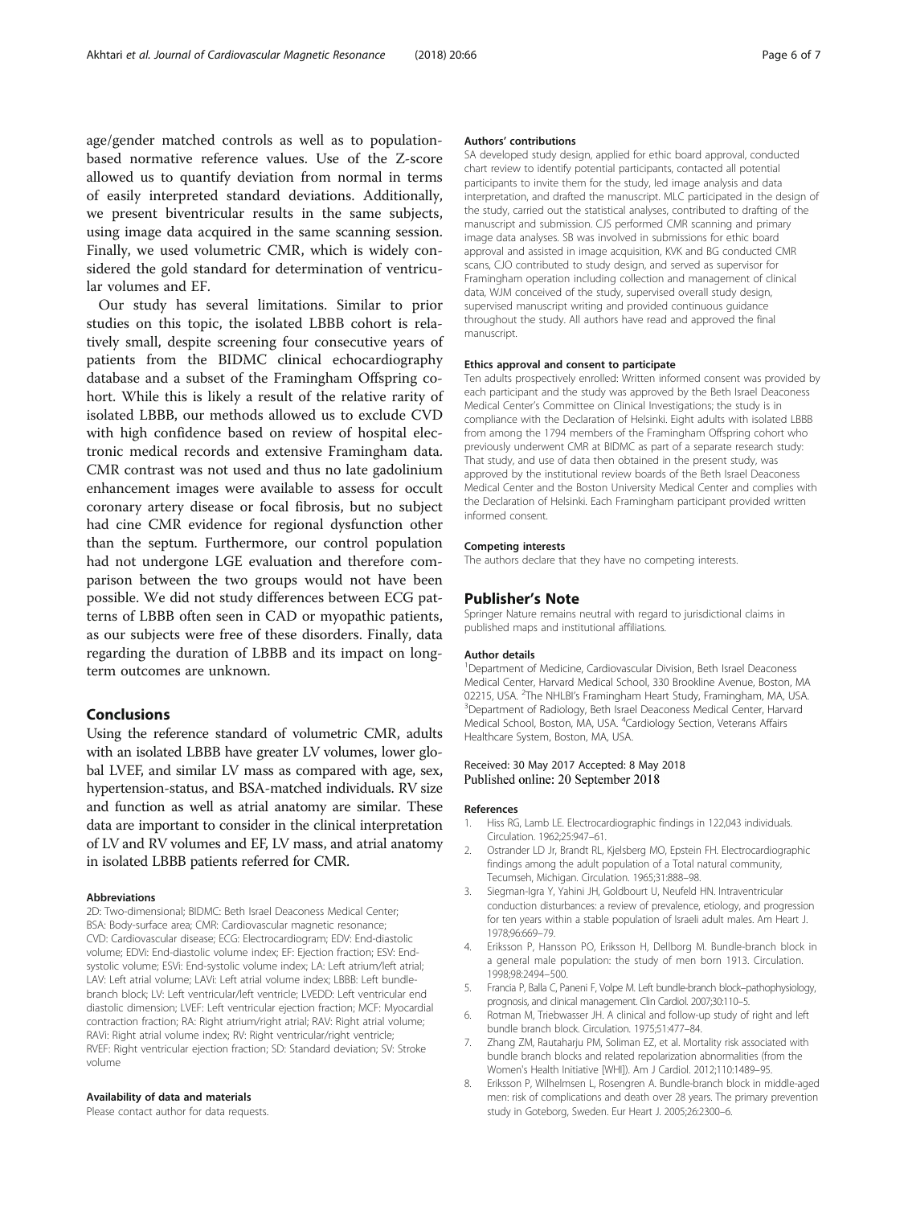age/gender matched controls as well as to population-based normative reference values. Use of the Z-score allowed us to quantify deviation from normal in terms of easily interpreted standard deviations. Additionally, we present biventricular results in the same subjects, using image data acquired in the same scanning session. Finally, we used volumetric CMR, which is widely considered the gold standard for determination of ventricular volumes and EF.

Our study has several limitations. Similar to prior studies on this topic, the isolated LBBB cohort is relatively small, despite screening four consecutive years of patients from the BIDMC clinical echocardiography database and a subset of the Framingham Offspring cohort. While this is likely a result of the relative rarity of isolated LBBB, our methods allowed us to exclude CVD with high confidence based on review of hospital electronic medical records and extensive Framingham data. CMR contrast was not used and thus no late gadolinium enhancement images were available to assess for occult coronary artery disease or focal fibrosis, but no subject had cine CMR evidence for regional dysfunction other than the septum. Furthermore, our control population had not undergone LGE evaluation and therefore comparison between the two groups would not have been possible. We did not study differences between ECG patterns of LBBB often seen in CAD or myopathic patients, as our subjects were free of these disorders. Finally, data regarding the duration of LBBB and its impact on long-term outcomes are unknown.

## Conclusions

Using the reference standard of volumetric CMR, adults with an isolated LBBB have greater LV volumes, lower global LVEF, and similar LV mass as compared with age, sex, hypertension-status, and BSA-matched individuals. RV size and function as well as atrial anatomy are similar. These data are important to consider in the clinical interpretation of LV and RV volumes and EF, LV mass, and atrial anatomy in isolated LBBB patients referred for CMR.

#### Abbreviations

2D: Two-dimensional; BIDMC: Beth Israel Deaconess Medical Center; BSA: Body-surface area; CMR: Cardiovascular magnetic resonance; CVD: Cardiovascular disease; ECG: Electrocardiogram; EDV: End-diastolic volume; EDVi: End-diastolic volume index; EF: Ejection fraction; ESV: End-systolic volume; ESVi: End-systolic volume index; LA: Left atrium/left atrial; LAV: Left atrial volume; LAVi: Left atrial volume index; LBBB: Left bundle-branch block; LV: Left ventricular/left ventricle; LVEDD: Left ventricular end diastolic dimension; LVEF: Left ventricular ejection fraction; MCF: Myocardial contraction fraction; RA: Right atrium/right atrial; RAV: Right atrial volume; RAVi: Right atrial volume index; RV: Right ventricular/right ventricle; RVEF: Right ventricular ejection fraction; SD: Standard deviation; SV: Stroke volume

#### Availability of data and materials

Please contact author for data requests.

#### Authors' contributions

SA developed study design, applied for ethic board approval, conducted chart review to identify potential participants, contacted all potential participants to invite them for the study, led image analysis and data interpretation, and drafted the manuscript. MLC participated in the design of the study, carried out the statistical analyses, contributed to drafting of the manuscript and submission. CJS performed CMR scanning and primary image data analyses. SB was involved in submissions for ethic board approval and assisted in image acquisition, KVK and BG conducted CMR scans, CJO contributed to study design, and served as supervisor for Framingham operation including collection and management of clinical data, WJM conceived of the study, supervised overall study design, supervised manuscript writing and provided continuous guidance throughout the study. All authors have read and approved the final manuscript.

#### Ethics approval and consent to participate

Ten adults prospectively enrolled: Written informed consent was provided by each participant and the study was approved by the Beth Israel Deaconess Medical Center's Committee on Clinical Investigations; the study is in compliance with the Declaration of Helsinki. Eight adults with isolated LBBB from among the 1794 members of the Framingham Offspring cohort who previously underwent CMR at BIDMC as part of a separate research study: That study, and use of data then obtained in the present study, was approved by the institutional review boards of the Beth Israel Deaconess Medical Center and the Boston University Medical Center and complies with the Declaration of Helsinki. Each Framingham participant provided written informed consent.

#### Competing interests

The authors declare that they have no competing interests.

## Publisher's Note

Springer Nature remains neutral with regard to jurisdictional claims in published maps and institutional affiliations.

#### Author details

[1]Department of Medicine, Cardiovascular Division, Beth Israel Deaconess Medical Center, Harvard Medical School, 330 Brookline Avenue, Boston, MA 02215, USA. [2]The NHLBI's Framingham Heart Study, Framingham, MA, USA. [3]Department of Radiology, Beth Israel Deaconess Medical Center, Harvard Medical School, Boston, MA, USA. [4]Cardiology Section, Veterans Affairs Healthcare System, Boston, MA, USA.

Received: 30 May 2017 Accepted: 8 May 2018
Published online: 20 September 2018

#### References

1. Hiss RG, Lamb LE. Electrocardiographic findings in 122,043 individuals. Circulation. 1962;25:947–61.
2. Ostrander LD Jr, Brandt RL, Kjelsberg MO, Epstein FH. Electrocardiographic findings among the adult population of a Total natural community, Tecumseh, Michigan. Circulation. 1965;31:888–98.
3. Siegman-Igra Y, Yahini JH, Goldbourt U, Neufeld HN. Intraventricular conduction disturbances: a review of prevalence, etiology, and progression for ten years within a stable population of Israeli adult males. Am Heart J. 1978;96:669–79.
4. Eriksson P, Hansson PO, Eriksson H, Dellborg M. Bundle-branch block in a general male population: the study of men born 1913. Circulation. 1998;98:2494–500.
5. Francia P, Balla C, Paneni F, Volpe M. Left bundle-branch block–pathophysiology, prognosis, and clinical management. Clin Cardiol. 2007;30:110–5.
6. Rotman M, Triebwasser JH. A clinical and follow-up study of right and left bundle branch block. Circulation. 1975;51:477–84.
7. Zhang ZM, Rautaharju PM, Soliman EZ, et al. Mortality risk associated with bundle branch blocks and related repolarization abnormalities (from the Women's Health Initiative [WHI]). Am J Cardiol. 2012;110:1489–95.
8. Eriksson P, Wilhelmsen L, Rosengren A. Bundle-branch block in middle-aged men: risk of complications and death over 28 years. The primary prevention study in Goteborg, Sweden. Eur Heart J. 2005;26:2300–6.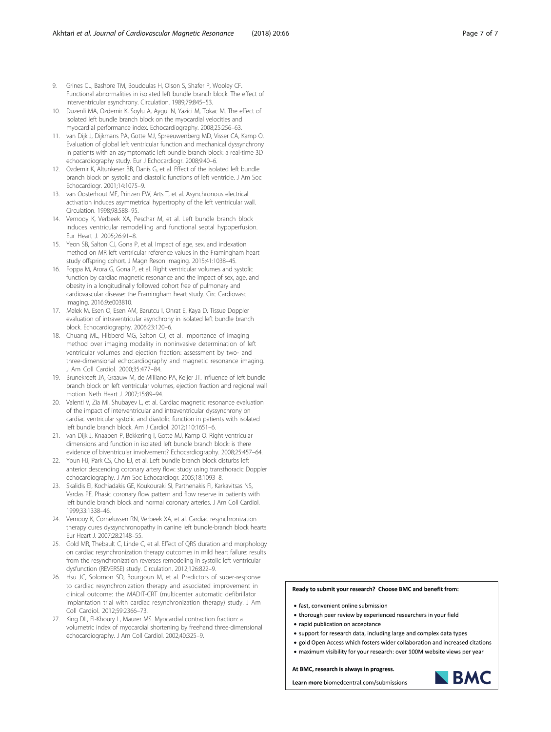9. Grines CL, Bashore TM, Boudoulas H, Olson S, Shafer P, Wooley CF. Functional abnormalities in isolated left bundle branch block. The effect of interventricular asynchrony. Circulation. 1989;79:845–53.
10. Duzenli MA, Ozdemir K, Soylu A, Aygul N, Yazici M, Tokac M. The effect of isolated left bundle branch block on the myocardial velocities and myocardial performance index. Echocardiography. 2008;25:256–63.
11. van Dijk J, Dijkmans PA, Gotte MJ, Spreeuwenberg MD, Visser CA, Kamp O. Evaluation of global left ventricular function and mechanical dyssynchrony in patients with an asymptomatic left bundle branch block: a real-time 3D echocardiography study. Eur J Echocardiogr. 2008;9:40–6.
12. Ozdemir K, Altunkeser BB, Danis G, et al. Effect of the isolated left bundle branch block on systolic and diastolic functions of left ventricle. J Am Soc Echocardiogr. 2001;14:1075–9.
13. van Oosterhout MF, Prinzen FW, Arts T, et al. Asynchronous electrical activation induces asymmetrical hypertrophy of the left ventricular wall. Circulation. 1998;98:588–95.
14. Vernooy K, Verbeek XA, Peschar M, et al. Left bundle branch block induces ventricular remodelling and functional septal hypoperfusion. Eur Heart J. 2005;26:91–8.
15. Yeon SB, Salton CJ, Gona P, et al. Impact of age, sex, and indexation method on MR left ventricular reference values in the Framingham heart study offspring cohort. J Magn Reson Imaging. 2015;41:1038–45.
16. Foppa M, Arora G, Gona P, et al. Right ventricular volumes and systolic function by cardiac magnetic resonance and the impact of sex, age, and obesity in a longitudinally followed cohort free of pulmonary and cardiovascular disease: the Framingham heart study. Circ Cardiovasc Imaging. 2016;9:e003810.
17. Melek M, Esen O, Esen AM, Barutcu I, Onrat E, Kaya D. Tissue Doppler evaluation of intraventricular asynchrony in isolated left bundle branch block. Echocardiography. 2006;23:120–6.
18. Chuang ML, Hibberd MG, Salton CJ, et al. Importance of imaging method over imaging modality in noninvasive determination of left ventricular volumes and ejection fraction: assessment by two- and three-dimensional echocardiography and magnetic resonance imaging. J Am Coll Cardiol. 2000;35:477–84.
19. Brunekreeft JA, Graauw M, de Milliano PA, Keijer JT. Influence of left bundle branch block on left ventricular volumes, ejection fraction and regional wall motion. Neth Heart J. 2007;15:89–94.
20. Valenti V, Zia MI, Shubayev L, et al. Cardiac magnetic resonance evaluation of the impact of interventricular and intraventricular dyssynchrony on cardiac ventricular systolic and diastolic function in patients with isolated left bundle branch block. Am J Cardiol. 2012;110:1651–6.
21. van Dijk J, Knaapen P, Bekkering I, Gotte MJ, Kamp O. Right ventricular dimensions and function in isolated left bundle branch block: is there evidence of biventricular involvement? Echocardiography. 2008;25:457–64.
22. Youn HJ, Park CS, Cho EJ, et al. Left bundle branch block disturbs left anterior descending coronary artery flow: study using transthoracic Doppler echocardiography. J Am Soc Echocardiogr. 2005;18:1093–8.
23. Skalidis EI, Kochiadakis GE, Koukouraki SI, Parthenakis FI, Karkavitsas NS, Vardas PE. Phasic coronary flow pattern and flow reserve in patients with left bundle branch block and normal coronary arteries. J Am Coll Cardiol. 1999;33:1338–46.
24. Vernooy K, Cornelussen RN, Verbeek XA, et al. Cardiac resynchronization therapy cures dyssynchronopathy in canine left bundle-branch block hearts. Eur Heart J. 2007;28:2148–55.
25. Gold MR, Thebault C, Linde C, et al. Effect of QRS duration and morphology on cardiac resynchronization therapy outcomes in mild heart failure: results from the resynchronization reverses remodeling in systolic left ventricular dysfunction (REVERSE) study. Circulation. 2012;126:822–9.
26. Hsu JC, Solomon SD, Bourgoun M, et al. Predictors of super-response to cardiac resynchronization therapy and associated improvement in clinical outcome: the MADIT-CRT (multicenter automatic defibrillator implantation trial with cardiac resynchronization therapy) study. J Am Coll Cardiol. 2012;59:2366–73.
27. King DL, El-Khoury L, Maurer MS. Myocardial contraction fraction: a volumetric index of myocardial shortening by freehand three-dimensional echocardiography. J Am Coll Cardiol. 2002;40:325–9.

**Ready to submit your research? Choose BMC and benefit from:**

- fast, convenient online submission
- thorough peer review by experienced researchers in your field
- rapid publication on acceptance
- support for research data, including large and complex data types
- gold Open Access which fosters wider collaboration and increased citations
- maximum visibility for your research: over 100M website views per year

**At BMC, research is always in progress.**

**Learn more** biomedcentral.com/submissions